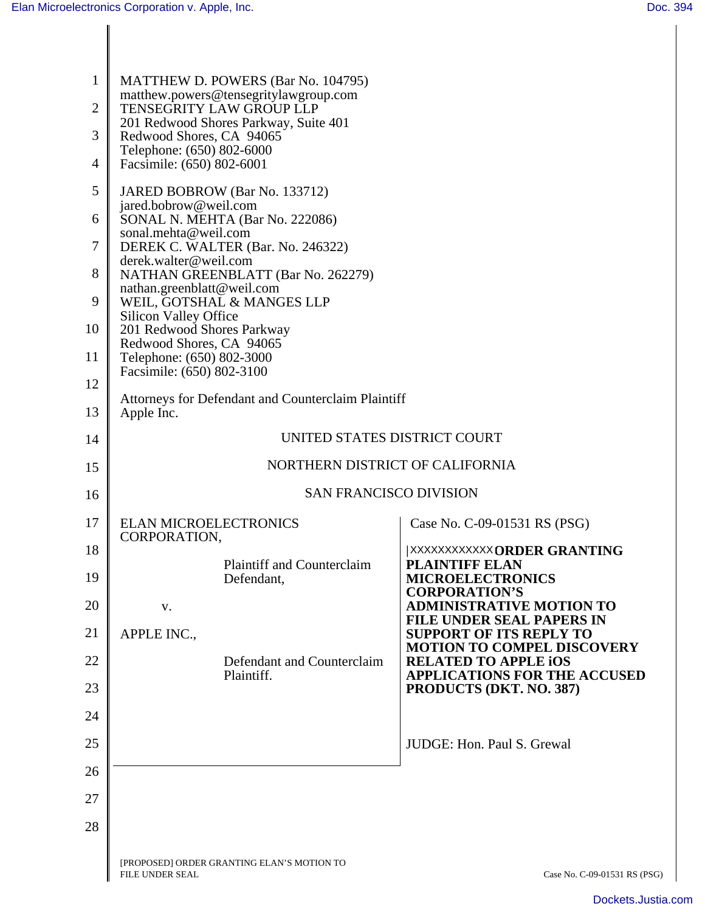MATTHEW D. POWERS (Bar No. 104795)
matthew.powers@tensegritylawgroup.com
TENSEGRITY LAW GROUP LLP
201 Redwood Shores Parkway, Suite 401
Redwood Shores, CA 94065
Telephone: (650) 802-6000
Facsimile: (650) 802-6001

JARED BOBROW (Bar No. 133712)
jared.bobrow@weil.com
SONAL N. MEHTA (Bar No. 222086)
sonal.mehta@weil.com
DEREK C. WALTER (Bar. No. 246322)
derek.walter@weil.com
NATHAN GREENBLATT (Bar No. 262279)
nathan.greenblatt@weil.com
WEIL, GOTSHAL & MANGES LLP
Silicon Valley Office
201 Redwood Shores Parkway
Redwood Shores, CA 94065
Telephone: (650) 802-3000
Facsimile: (650) 802-3100

Attorneys for Defendant and Counterclaim Plaintiff
Apple Inc.

UNITED STATES DISTRICT COURT

NORTHERN DISTRICT OF CALIFORNIA

SAN FRANCISCO DIVISION

ELAN MICROELECTRONICS CORPORATION,

Plaintiff and Counterclaim Defendant,

v.

APPLE INC.,

Defendant and Counterclaim Plaintiff.

Case No. C-09-01531 RS (PSG)

|XXXXXXXXXXXX **ORDER GRANTING PLAINTIFF ELAN MICROELECTRONICS CORPORATION'S ADMINISTRATIVE MOTION TO FILE UNDER SEAL PAPERS IN SUPPORT OF ITS REPLY TO MOTION TO COMPEL DISCOVERY RELATED TO APPLE iOS APPLICATIONS FOR THE ACCUSED PRODUCTS (DKT. NO. 387)**

JUDGE: Hon. Paul S. Grewal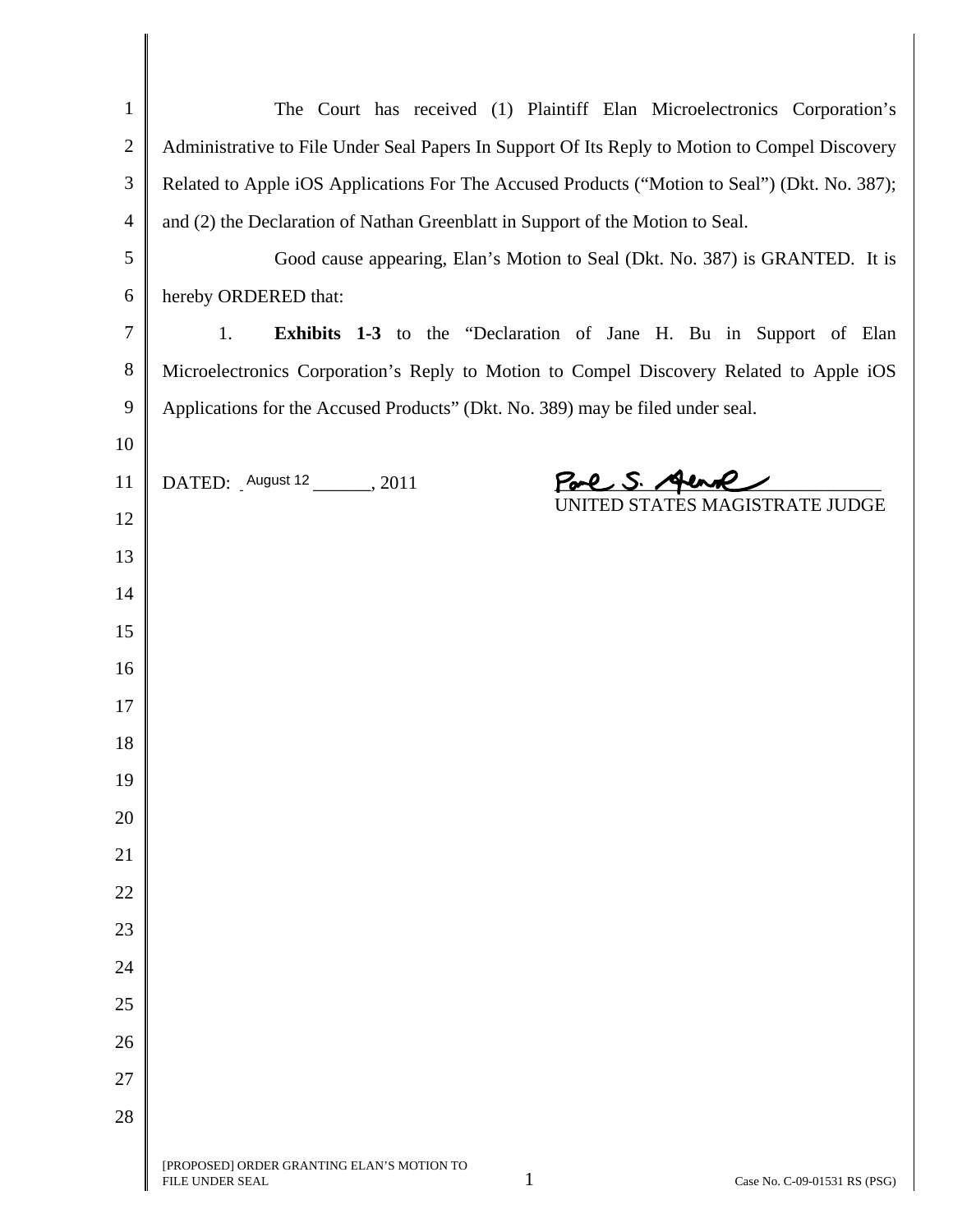The Court has received (1) Plaintiff Elan Microelectronics Corporation's Administrative to File Under Seal Papers In Support Of Its Reply to Motion to Compel Discovery Related to Apple iOS Applications For The Accused Products ("Motion to Seal") (Dkt. No. 387); and (2) the Declaration of Nathan Greenblatt in Support of the Motion to Seal.

Good cause appearing, Elan's Motion to Seal (Dkt. No. 387) is GRANTED. It is hereby ORDERED that:

1. **Exhibits 1-3** to the "Declaration of Jane H. Bu in Support of Elan Microelectronics Corporation's Reply to Motion to Compel Discovery Related to Apple iOS Applications for the Accused Products" (Dkt. No. 389) may be filed under seal.

DATED: August 12, 2011

UNITED STATES MAGISTRATE JUDGE